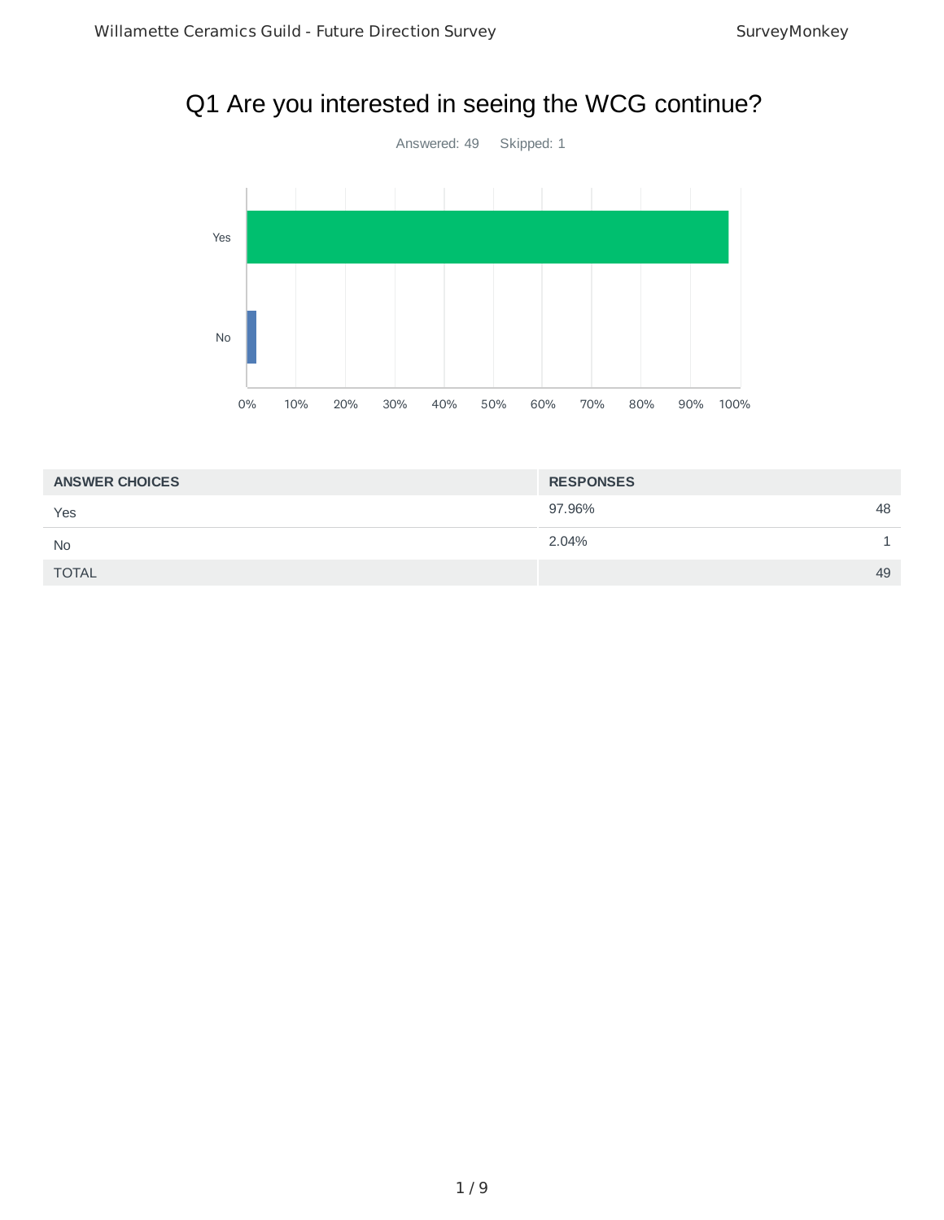# Q1 Are you interested in seeing the WCG continue?

Answered: 49 Skipped: 1

| ANSWER CHOICES | RESPONSES | |
|---|---|---|
| Yes | 97.96% | 48 |
| No | 2.04% | 1 |
| TOTAL | | 49 |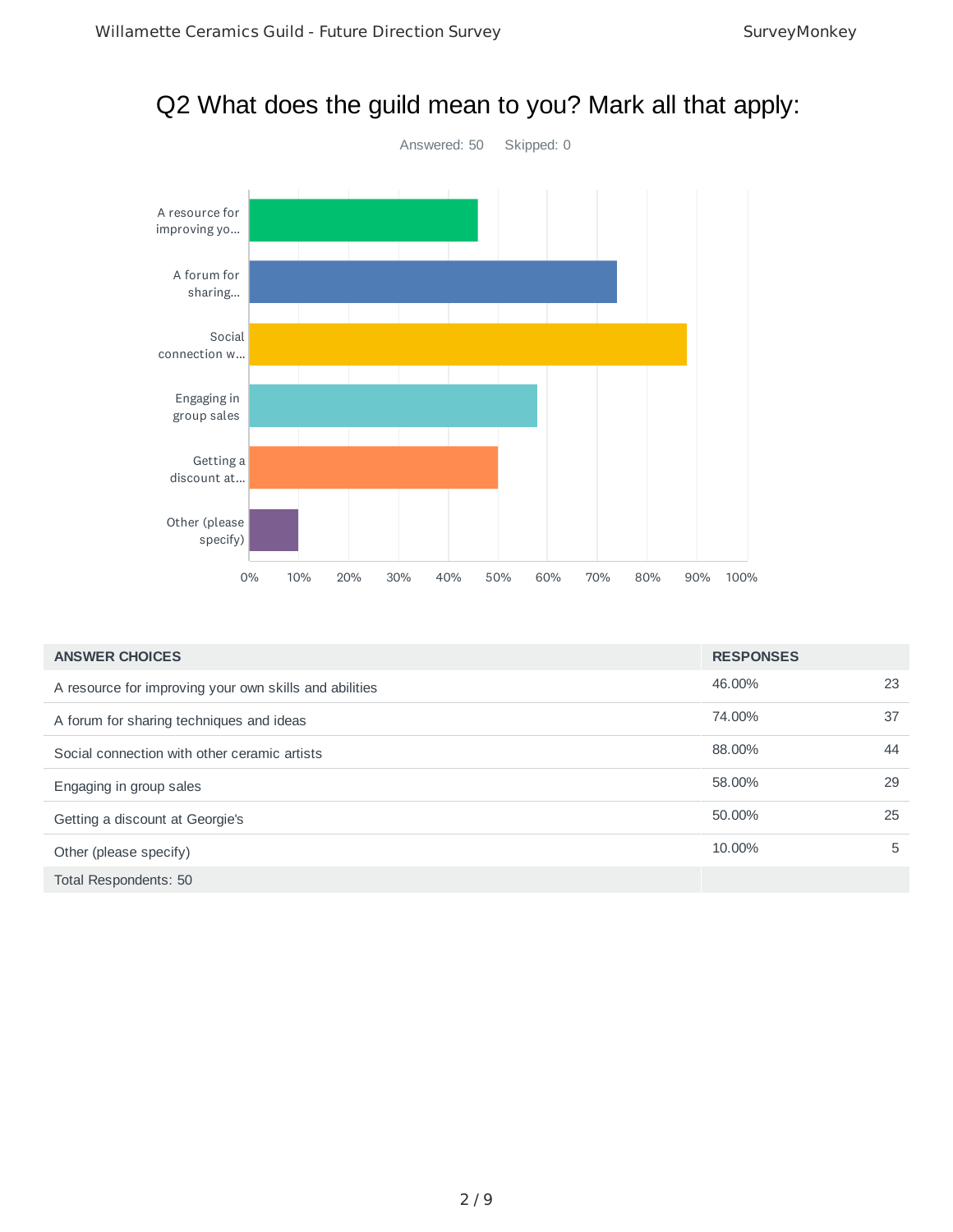# Q2 What does the guild mean to you? Mark all that apply:

Answered: 50 Skipped: 0

| ANSWER CHOICES | RESPONSES | |
|---|---|---|
| A resource for improving your own skills and abilities | 46.00% | 23 |
| A forum for sharing techniques and ideas | 74.00% | 37 |
| Social connection with other ceramic artists | 88.00% | 44 |
| Engaging in group sales | 58.00% | 29 |
| Getting a discount at Georgie's | 50.00% | 25 |
| Other (please specify) | 10.00% | 5 |
| Total Respondents: 50 | | |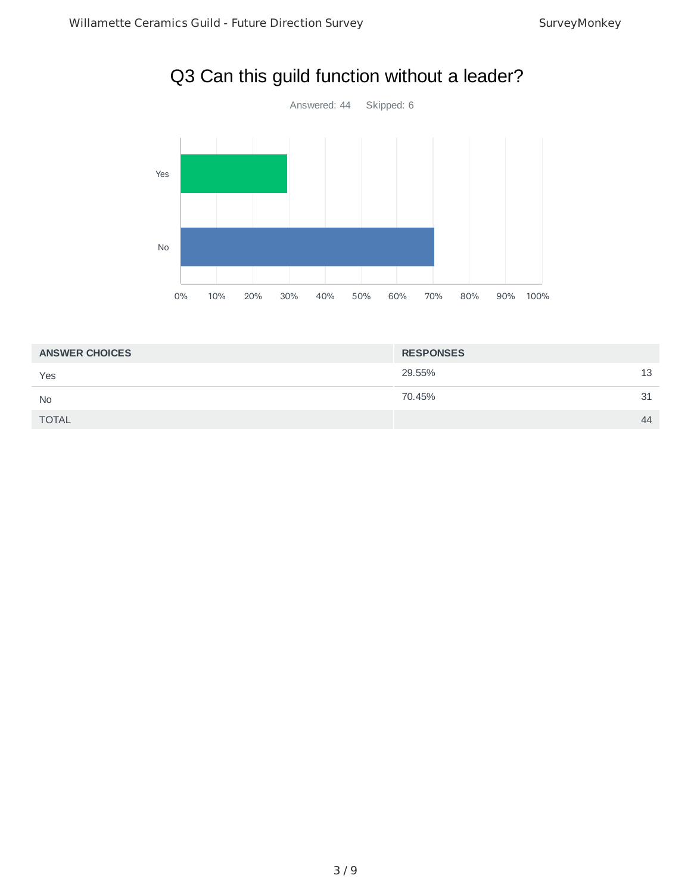# Q3 Can this guild function without a leader?

Answered: 44    Skipped: 6

| ANSWER CHOICES | RESPONSES | |
|---|---|---|
| Yes | 29.55% | 13 |
| No | 70.45% | 31 |
| TOTAL | | 44 |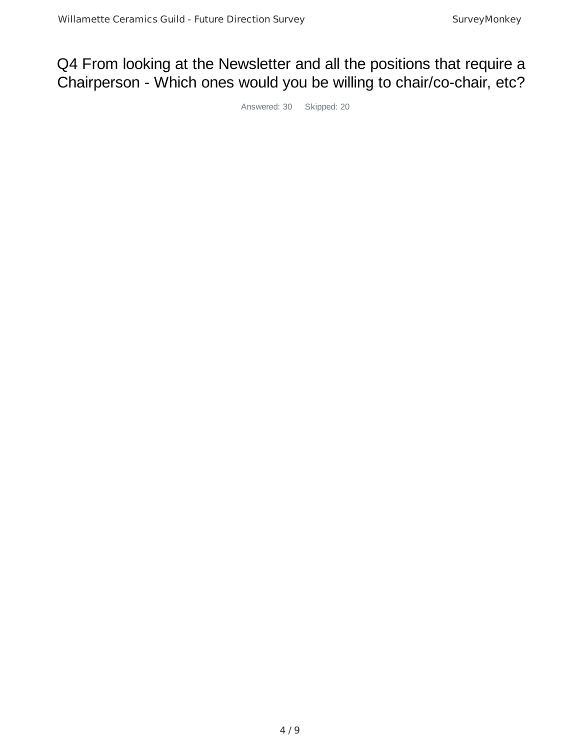# Q4 From looking at the Newsletter and all the positions that require a Chairperson - Which ones would you be willing to chair/co-chair, etc?

Answered: 30 Skipped: 20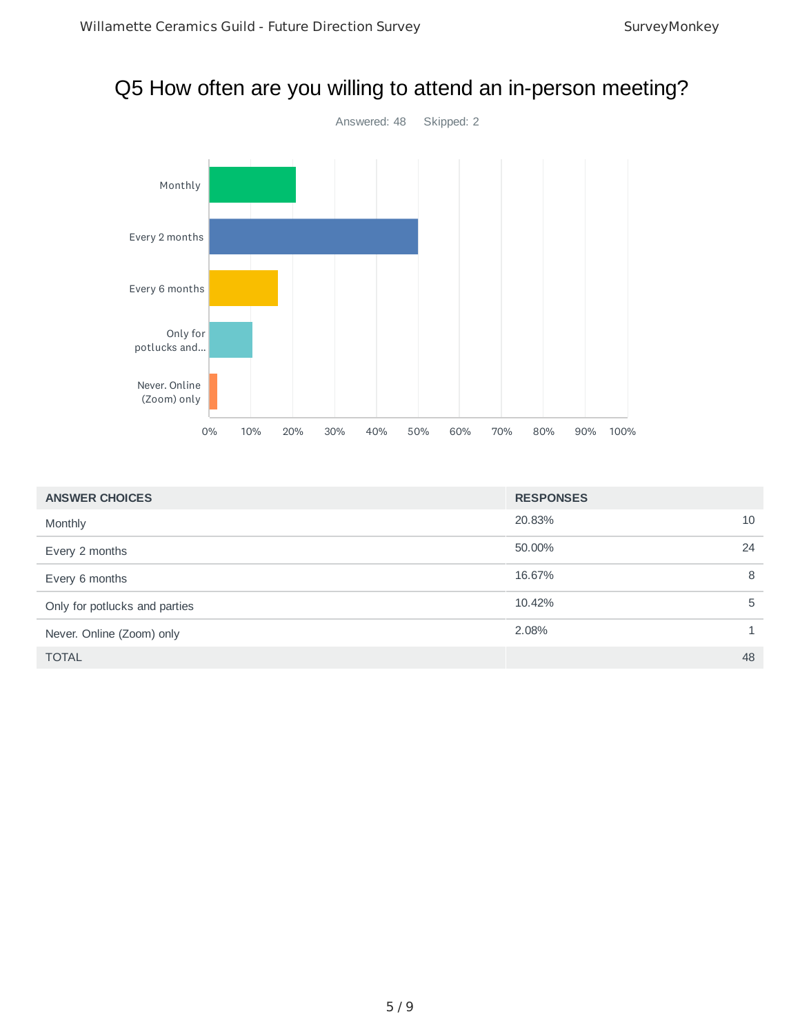# Q5 How often are you willing to attend an in-person meeting?

Answered: 48  Skipped: 2

| ANSWER CHOICES | RESPONSES | |
|---|---|---|
| Monthly | 20.83% | 10 |
| Every 2 months | 50.00% | 24 |
| Every 6 months | 16.67% | 8 |
| Only for potlucks and parties | 10.42% | 5 |
| Never. Online (Zoom) only | 2.08% | 1 |
| TOTAL | | 48 |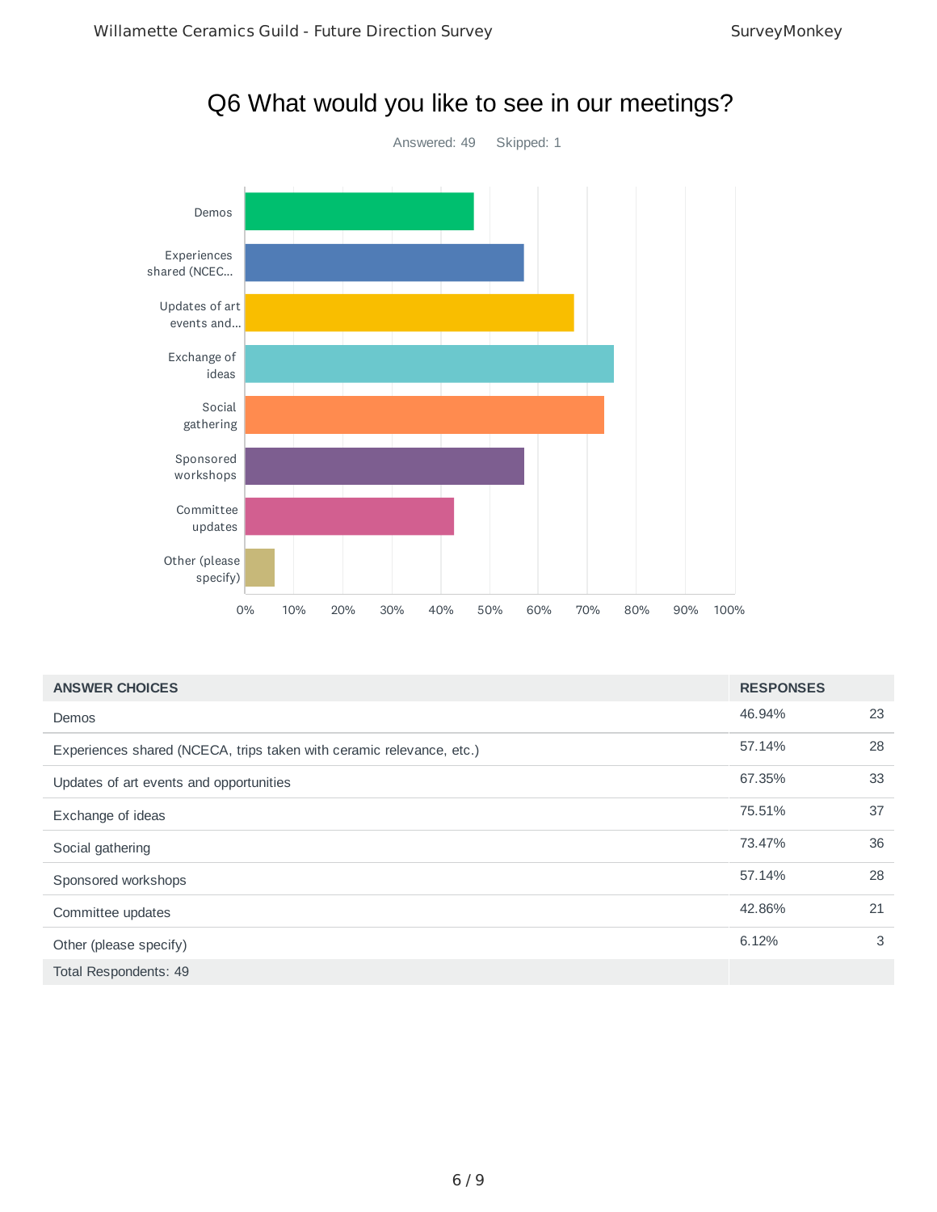# Q6 What would you like to see in our meetings?

Answered: 49 Skipped: 1

| ANSWER CHOICES | RESPONSES | |
|---|---|---|
| Demos | 46.94% | 23 |
| Experiences shared (NCECA, trips taken with ceramic relevance, etc.) | 57.14% | 28 |
| Updates of art events and opportunities | 67.35% | 33 |
| Exchange of ideas | 75.51% | 37 |
| Social gathering | 73.47% | 36 |
| Sponsored workshops | 57.14% | 28 |
| Committee updates | 42.86% | 21 |
| Other (please specify) | 6.12% | 3 |
| Total Respondents: 49 | | |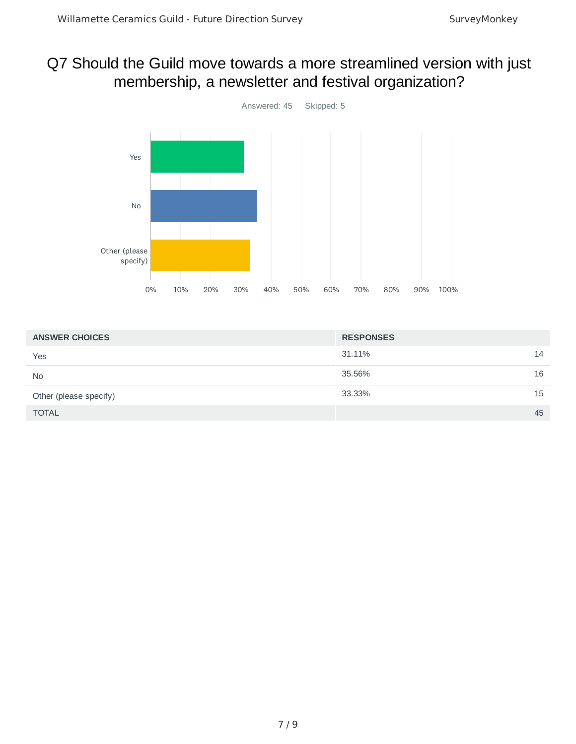# Q7 Should the Guild move towards a more streamlined version with just membership, a newsletter and festival organization?

Answered: 45 Skipped: 5

| ANSWER CHOICES | RESPONSES | |
|---|---|---|
| Yes | 31.11% | 14 |
| No | 35.56% | 16 |
| Other (please specify) | 33.33% | 15 |
| TOTAL | | 45 |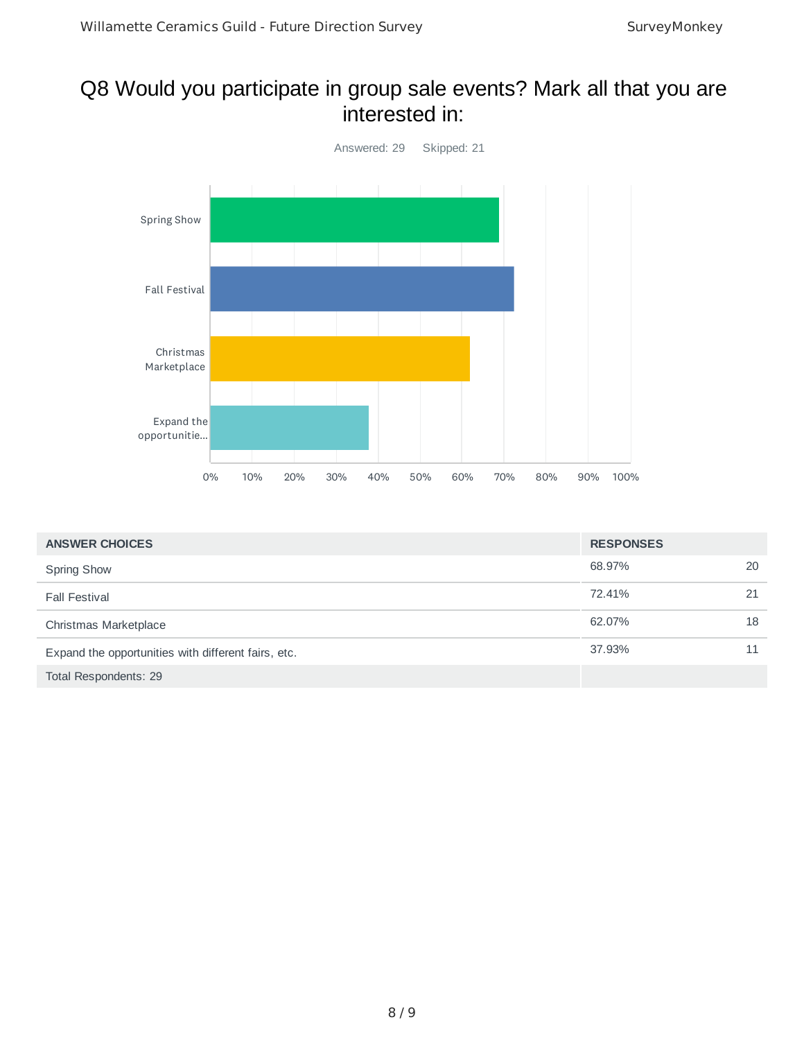# Q8 Would you participate in group sale events? Mark all that you are interested in:

Answered: 29 Skipped: 21

| ANSWER CHOICES | RESPONSES | |
|---|---|---|
| Spring Show | 68.97% | 20 |
| Fall Festival | 72.41% | 21 |
| Christmas Marketplace | 62.07% | 18 |
| Expand the opportunities with different fairs, etc. | 37.93% | 11 |
| Total Respondents: 29 | | |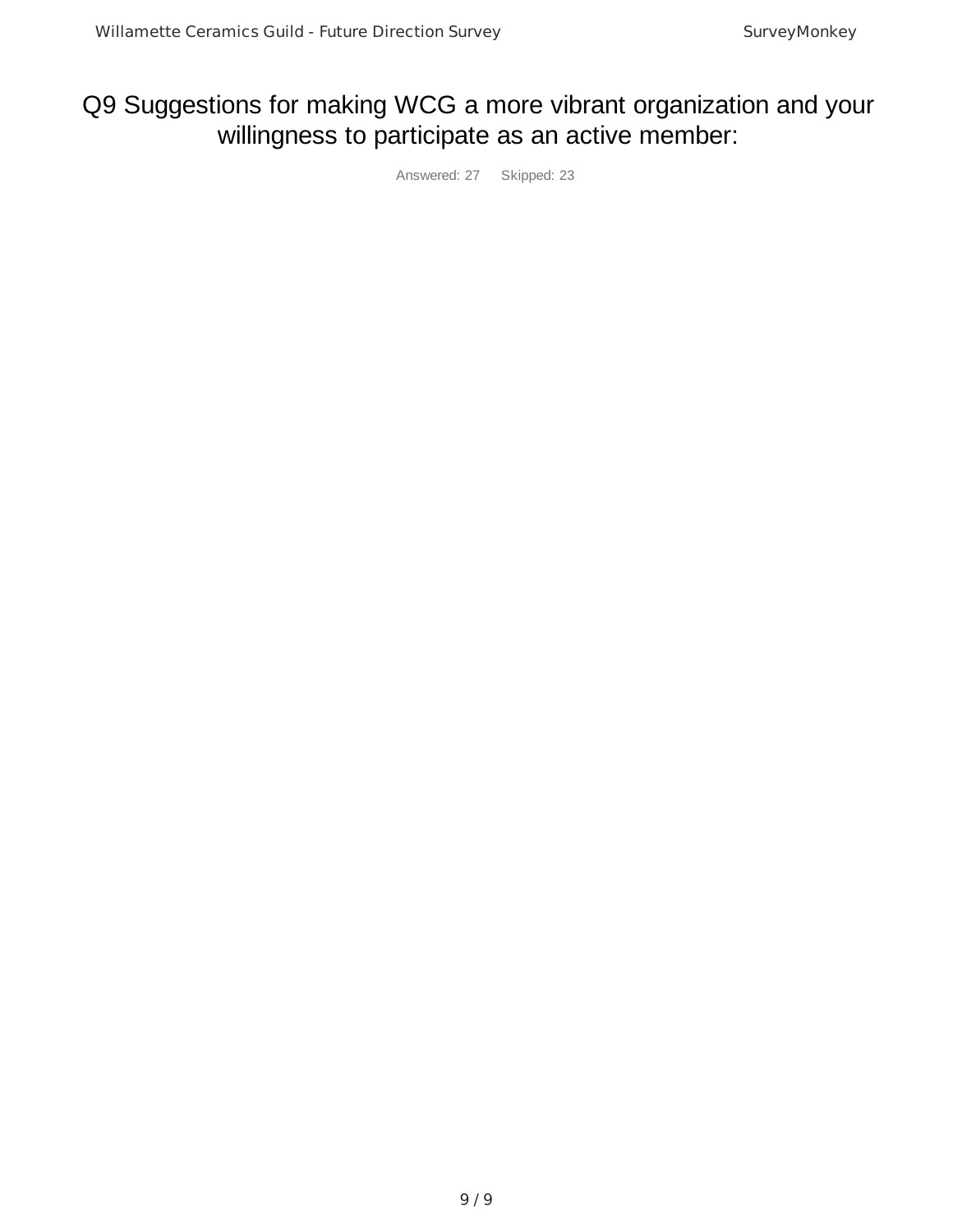# Q9 Suggestions for making WCG a more vibrant organization and your willingness to participate as an active member:

Answered: 27 Skipped: 23